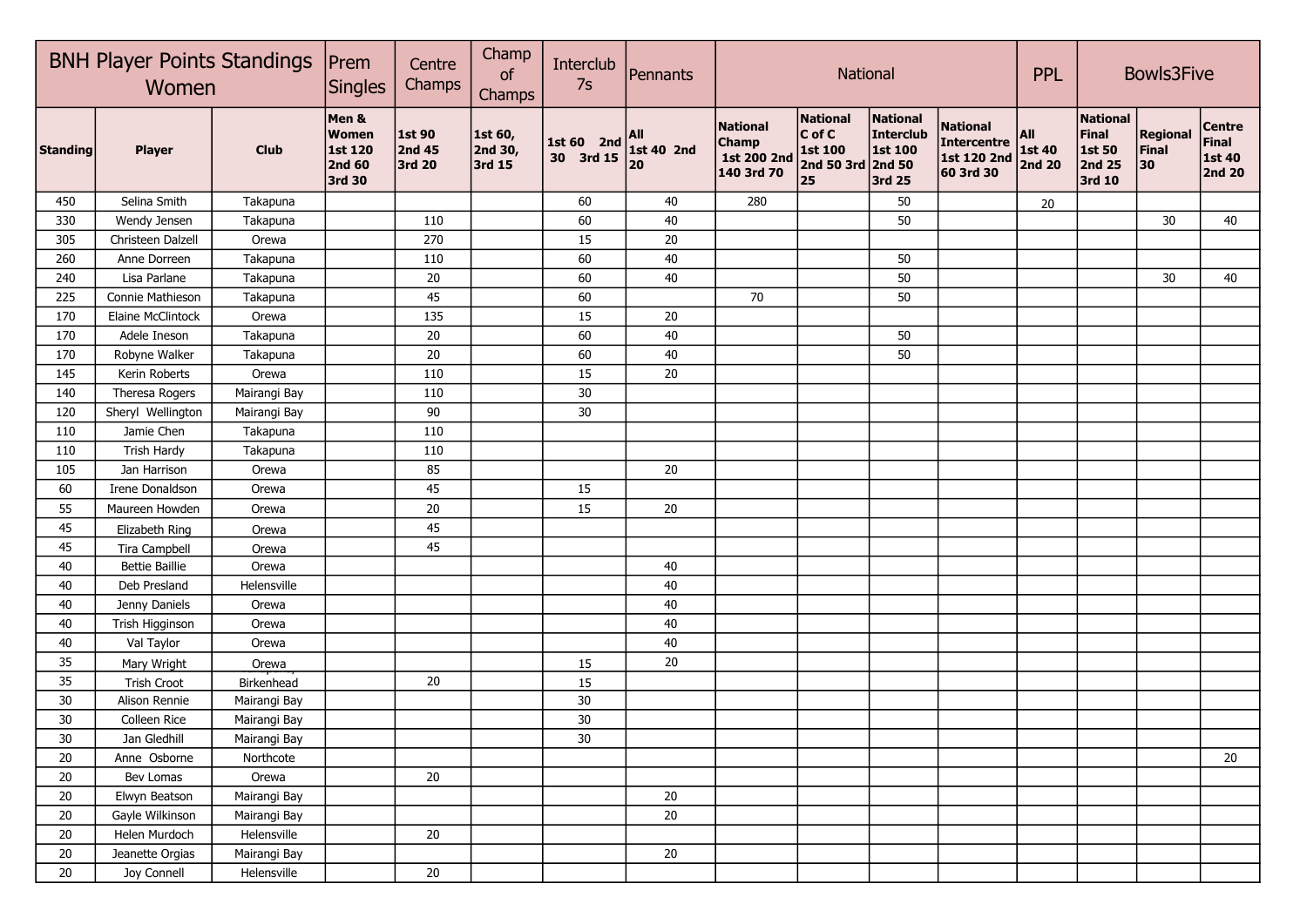| BNH Player Points Standings Women | | | Prem Singles | Centre Champs | Champ of Champs | Interclub 7s | Pennants | National | | | | PPL | Bowls3Five | | |
|---|---|---|---|---|---|---|---|---|---|---|---|---|---|---|---|
| **Standing** | **Player** | **Club** | **Men & Women 1st 120 2nd 60 3rd 30** | **1st 90 2nd 45 3rd 20** | **1st 60, 2nd 30, 3rd 15** | **1st 60 2nd 30 3rd 15** | **All 1st 40 2nd 20** | **National Champ 1st 200 2nd 140 3rd 70** | **National C of C 1st 100 2nd 50 3rd 25** | **National Interclub 1st 100 2nd 50 3rd 25** | **National Intercentre 1st 120 2nd 60 3rd 30** | **All 1st 40 2nd 20** | **National Final 1st 50 2nd 25 3rd 10** | **Regional Final 30** | **Centre Final 1st 40 2nd 20** |
| 450 | Selina Smith | Takapuna | | | | 60 | 40 | 280 | | 50 | | 20 | | | |
| 330 | Wendy Jensen | Takapuna | | 110 | | 60 | 40 | | | 50 | | | | 30 | 40 |
| 305 | Christeen Dalzell | Orewa | | 270 | | 15 | 20 | | | | | | | | |
| 260 | Anne Dorreen | Takapuna | | 110 | | 60 | 40 | | | 50 | | | | | |
| 240 | Lisa Parlane | Takapuna | | 20 | | 60 | 40 | | | 50 | | | | 30 | 40 |
| 225 | Connie Mathieson | Takapuna | | 45 | | 60 | | 70 | | 50 | | | | | |
| 170 | Elaine McClintock | Orewa | | 135 | | 15 | 20 | | | | | | | | |
| 170 | Adele Ineson | Takapuna | | 20 | | 60 | 40 | | | 50 | | | | | |
| 170 | Robyne Walker | Takapuna | | 20 | | 60 | 40 | | | 50 | | | | | |
| 145 | Kerin Roberts | Orewa | | 110 | | 15 | 20 | | | | | | | | |
| 140 | Theresa Rogers | Mairangi Bay | | 110 | | 30 | | | | | | | | | |
| 120 | Sheryl Wellington | Mairangi Bay | | 90 | | 30 | | | | | | | | | |
| 110 | Jamie Chen | Takapuna | | 110 | | | | | | | | | | | |
| 110 | Trish Hardy | Takapuna | | 110 | | | | | | | | | | | |
| 105 | Jan Harrison | Orewa | | 85 | | | 20 | | | | | | | | |
| 60 | Irene Donaldson | Orewa | | 45 | | 15 | | | | | | | | | |
| 55 | Maureen Howden | Orewa | | 20 | | 15 | 20 | | | | | | | | |
| 45 | Elizabeth Ring | Orewa | | 45 | | | | | | | | | | | |
| 45 | Tira Campbell | Orewa | | 45 | | | | | | | | | | | |
| 40 | Bettie Baillie | Orewa | | | | | 40 | | | | | | | | |
| 40 | Deb Presland | Helensville | | | | | 40 | | | | | | | | |
| 40 | Jenny Daniels | Orewa | | | | | 40 | | | | | | | | |
| 40 | Trish Higginson | Orewa | | | | | 40 | | | | | | | | |
| 40 | Val Taylor | Orewa | | | | | 40 | | | | | | | | |
| 35 | Mary Wright | Orewa | | | | 15 | 20 | | | | | | | | |
| 35 | Trish Croot | Birkenhead | | 20 | | 15 | | | | | | | | | |
| 30 | Alison Rennie | Mairangi Bay | | | | 30 | | | | | | | | | |
| 30 | Colleen Rice | Mairangi Bay | | | | 30 | | | | | | | | | |
| 30 | Jan Gledhill | Mairangi Bay | | | | 30 | | | | | | | | | |
| 20 | Anne Osborne | Northcote | | | | | | | | | | | | | 20 |
| 20 | Bev Lomas | Orewa | | 20 | | | | | | | | | | | |
| 20 | Elwyn Beatson | Mairangi Bay | | | | | 20 | | | | | | | | |
| 20 | Gayle Wilkinson | Mairangi Bay | | | | | 20 | | | | | | | | |
| 20 | Helen Murdoch | Helensville | | 20 | | | | | | | | | | | |
| 20 | Jeanette Orgias | Mairangi Bay | | | | | 20 | | | | | | | | |
| 20 | Joy Connell | Helensville | | 20 | | | | | | | | | | | |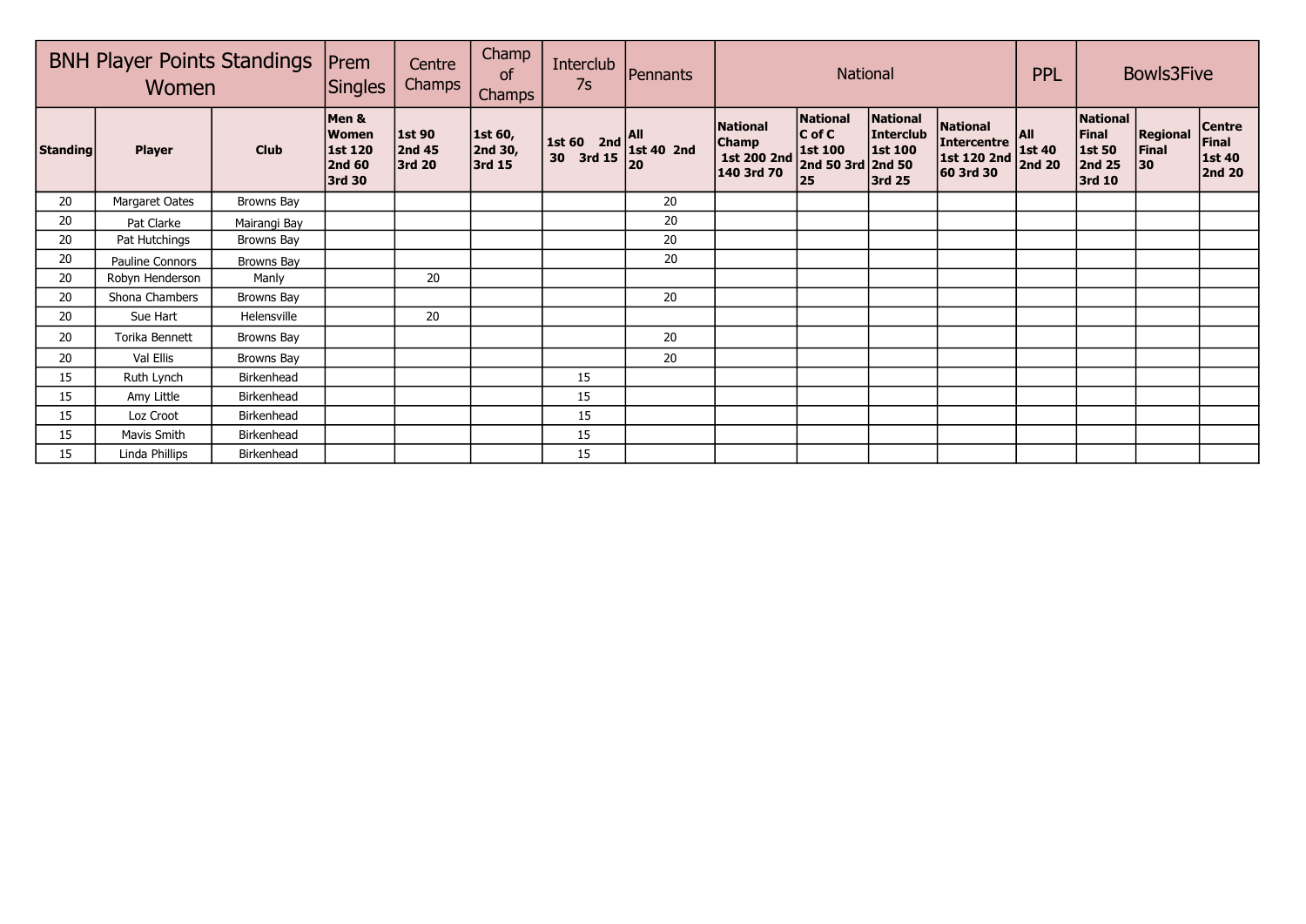| BNH Player Points Standings Women | | | Prem Singles | Centre Champs | Champ of Champs | Interclub 7s | Pennants | National | | | | PPL | Bowls3Five | | |
|---|---|---|---|---|---|---|---|---|---|---|---|---|---|---|---|
| **Standing** | **Player** | **Club** | **Men & Women 1st 120 2nd 60 3rd 30** | **1st 90 2nd 45 3rd 20** | **1st 60, 2nd 30, 3rd 15** | **1st 60 2nd 30 3rd 15** | **All 1st 40 2nd 20** | **National Champ 1st 200 2nd 140 3rd 70** | **National C of C 1st 100 2nd 50 3rd 25** | **National Interclub 1st 100 2nd 50 3rd 25** | **National Intercentre 1st 120 2nd 60 3rd 30** | **All 1st 40 2nd 20** | **National Final 1st 50 2nd 25 3rd 10** | **Regional Final 30** | **Centre Final 1st 40 2nd 20** |
| 20 | Margaret Oates | Browns Bay | | | | | 20 | | | | | | | | |
| 20 | Pat Clarke | Mairangi Bay | | | | | 20 | | | | | | | | |
| 20 | Pat Hutchings | Browns Bay | | | | | 20 | | | | | | | | |
| 20 | Pauline Connors | Browns Bay | | | | | 20 | | | | | | | | |
| 20 | Robyn Henderson | Manly | | 20 | | | | | | | | | | | |
| 20 | Shona Chambers | Browns Bay | | | | | 20 | | | | | | | | |
| 20 | Sue Hart | Helensville | | 20 | | | | | | | | | | | |
| 20 | Torika Bennett | Browns Bay | | | | | 20 | | | | | | | | |
| 20 | Val Ellis | Browns Bay | | | | | 20 | | | | | | | | |
| 15 | Ruth Lynch | Birkenhead | | | | 15 | | | | | | | | | |
| 15 | Amy Little | Birkenhead | | | | 15 | | | | | | | | | |
| 15 | Loz Croot | Birkenhead | | | | 15 | | | | | | | | | |
| 15 | Mavis Smith | Birkenhead | | | | 15 | | | | | | | | | |
| 15 | Linda Phillips | Birkenhead | | | | 15 | | | | | | | | | |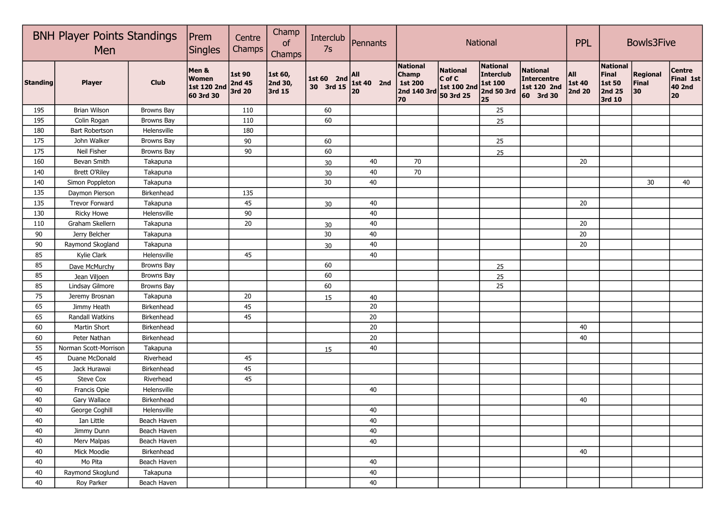| BNH Player Points Standings Men | | | Prem Singles | Centre Champs | Champ of Champs | Interclub 7s | Pennants | National | | | | PPL | Bowls3Five | | |
|---|---|---|---|---|---|---|---|---|---|---|---|---|---|---|---|
| **Standing** | **Player** | **Club** | **Men & Women 1st 120 2nd 60 3rd 30** | **1st 90 2nd 45 3rd 20** | **1st 60, 2nd 30, 3rd 15** | **1st 60 2nd 30 3rd 15** | **All 1st 40 2nd 20** | **National Champ 1st 200 2nd 140 3rd 70** | **National C of C 1st 100 2nd 50 3rd 25** | **National Interclub 1st 100 2nd 50 3rd 25** | **National Intercentre 1st 120 2nd 60 3rd 30** | **All 1st 40 2nd 20** | **National Final 1st 50 2nd 25 3rd 10** | **Regional Final 30** | **Centre Final 1st 40 2nd 20** |
| 195 | Brian Wilson | Browns Bay | | 110 | | 60 | | | | 25 | | | | | |
| 195 | Colin Rogan | Browns Bay | | 110 | | 60 | | | | 25 | | | | | |
| 180 | Bart Robertson | Helensville | | 180 | | | | | | | | | | | |
| 175 | John Walker | Browns Bay | | 90 | | 60 | | | | 25 | | | | | |
| 175 | Neil Fisher | Browns Bay | | 90 | | 60 | | | | 25 | | | | | |
| 160 | Bevan Smith | Takapuna | | | | 30 | 40 | 70 | | | | 20 | | | |
| 140 | Brett O'Riley | Takapuna | | | | 30 | 40 | 70 | | | | | | | |
| 140 | Simon Poppleton | Takapuna | | | | 30 | 40 | | | | | | | 30 | 40 |
| 135 | Daymon Pierson | Birkenhead | | 135 | | | | | | | | | | | |
| 135 | Trevor Forward | Takapuna | | 45 | | 30 | 40 | | | | | 20 | | | |
| 130 | Ricky Howe | Helensville | | 90 | | | 40 | | | | | | | | |
| 110 | Graham Skellern | Takapuna | | 20 | | 30 | 40 | | | | | 20 | | | |
| 90 | Jerry Belcher | Takapuna | | | | 30 | 40 | | | | | 20 | | | |
| 90 | Raymond Skogland | Takapuna | | | | 30 | 40 | | | | | 20 | | | |
| 85 | Kylie Clark | Helensville | | 45 | | | 40 | | | | | | | | |
| 85 | Dave McMurchy | Browns Bay | | | | 60 | | | | 25 | | | | | |
| 85 | Jean Viljoen | Browns Bay | | | | 60 | | | | 25 | | | | | |
| 85 | Lindsay Gilmore | Browns Bay | | | | 60 | | | | 25 | | | | | |
| 75 | Jeremy Brosnan | Takapuna | | 20 | | 15 | 40 | | | | | | | | |
| 65 | Jimmy Heath | Birkenhead | | 45 | | | 20 | | | | | | | | |
| 65 | Randall Watkins | Birkenhead | | 45 | | | 20 | | | | | | | | |
| 60 | Martin Short | Birkenhead | | | | | 20 | | | | | 40 | | | |
| 60 | Peter Nathan | Birkenhead | | | | | 20 | | | | | 40 | | | |
| 55 | Norman Scott-Morrison | Takapuna | | | | 15 | 40 | | | | | | | | |
| 45 | Duane McDonald | Riverhead | | 45 | | | | | | | | | | | |
| 45 | Jack Hurawai | Birkenhead | | 45 | | | | | | | | | | | |
| 45 | Steve Cox | Riverhead | | 45 | | | | | | | | | | | |
| 40 | Francis Opie | Helensville | | | | | 40 | | | | | | | | |
| 40 | Gary Wallace | Birkenhead | | | | | | | | | | 40 | | | |
| 40 | George Coghill | Helensville | | | | | 40 | | | | | | | | |
| 40 | Ian Little | Beach Haven | | | | | 40 | | | | | | | | |
| 40 | Jimmy Dunn | Beach Haven | | | | | 40 | | | | | | | | |
| 40 | Merv Malpas | Beach Haven | | | | | 40 | | | | | | | | |
| 40 | Mick Moodie | Birkenhead | | | | | | | | | | 40 | | | |
| 40 | Mo Pita | Beach Haven | | | | | 40 | | | | | | | | |
| 40 | Raymond Skoglund | Takapuna | | | | | 40 | | | | | | | | |
| 40 | Roy Parker | Beach Haven | | | | | 40 | | | | | | | | |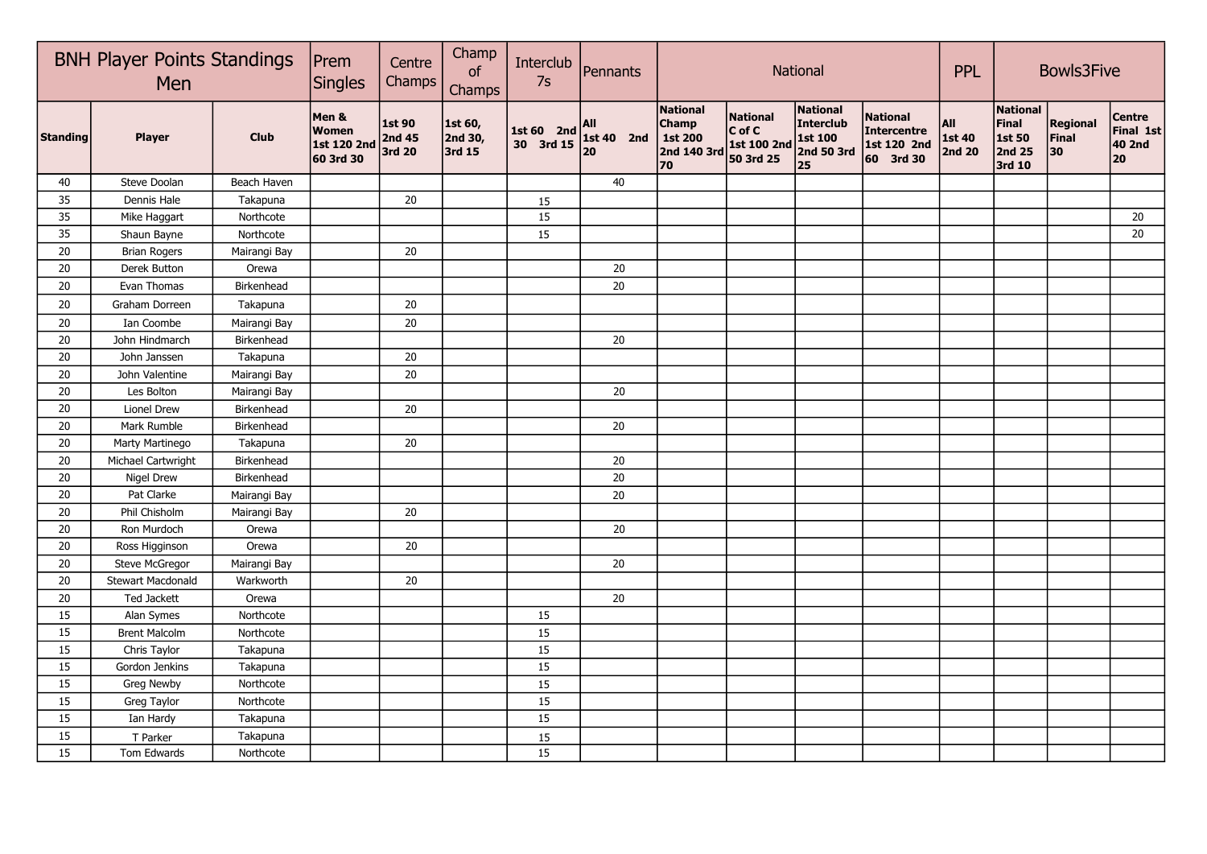| BNH Player Points Standings Men | | | Prem Singles | Centre Champs | Champ of Champs | Interclub 7s | Pennants | National | | | | PPL | Bowls3Five | | |
|---|---|---|---|---|---|---|---|---|---|---|---|---|---|---|---|
| **Standing** | **Player** | **Club** | **Men & Women 1st 120 2nd 60 3rd 30** | **1st 90 2nd 45 3rd 20** | **1st 60, 2nd 30, 3rd 15** | **1st 60 2nd 30 3rd 15** | **All 1st 40 2nd 20** | **National Champ 1st 200 2nd 140 3rd 70** | **National C of C 1st 100 2nd 50 3rd 25** | **National Interclub 1st 100 2nd 50 3rd 25** | **National Intercentre 1st 120 2nd 60 3rd 30** | **All 1st 40 2nd 20** | **National Final 1st 50 2nd 25 3rd 10** | **Regional Final 30** | **Centre Final 1st 40 2nd 20** |
| 40 | Steve Doolan | Beach Haven | | | | | 40 | | | | | | | | |
| 35 | Dennis Hale | Takapuna | | 20 | | 15 | | | | | | | | | |
| 35 | Mike Haggart | Northcote | | | | 15 | | | | | | | | | 20 |
| 35 | Shaun Bayne | Northcote | | | | 15 | | | | | | | | | 20 |
| 20 | Brian Rogers | Mairangi Bay | | 20 | | | | | | | | | | | |
| 20 | Derek Button | Orewa | | | | | 20 | | | | | | | | |
| 20 | Evan Thomas | Birkenhead | | | | | 20 | | | | | | | | |
| 20 | Graham Dorreen | Takapuna | | 20 | | | | | | | | | | | |
| 20 | Ian Coombe | Mairangi Bay | | 20 | | | | | | | | | | | |
| 20 | John Hindmarch | Birkenhead | | | | | 20 | | | | | | | | |
| 20 | John Janssen | Takapuna | | 20 | | | | | | | | | | | |
| 20 | John Valentine | Mairangi Bay | | 20 | | | | | | | | | | | |
| 20 | Les Bolton | Mairangi Bay | | | | | 20 | | | | | | | | |
| 20 | Lionel Drew | Birkenhead | | 20 | | | | | | | | | | | |
| 20 | Mark Rumble | Birkenhead | | | | | 20 | | | | | | | | |
| 20 | Marty Martinego | Takapuna | | 20 | | | | | | | | | | | |
| 20 | Michael Cartwright | Birkenhead | | | | | 20 | | | | | | | | |
| 20 | Nigel Drew | Birkenhead | | | | | 20 | | | | | | | | |
| 20 | Pat Clarke | Mairangi Bay | | | | | 20 | | | | | | | | |
| 20 | Phil Chisholm | Mairangi Bay | | 20 | | | | | | | | | | | |
| 20 | Ron Murdoch | Orewa | | | | | 20 | | | | | | | | |
| 20 | Ross Higginson | Orewa | | 20 | | | | | | | | | | | |
| 20 | Steve McGregor | Mairangi Bay | | | | | 20 | | | | | | | | |
| 20 | Stewart Macdonald | Warkworth | | 20 | | | | | | | | | | | |
| 20 | Ted Jackett | Orewa | | | | | 20 | | | | | | | | |
| 15 | Alan Symes | Northcote | | | | 15 | | | | | | | | | |
| 15 | Brent Malcolm | Northcote | | | | 15 | | | | | | | | | |
| 15 | Chris Taylor | Takapuna | | | | 15 | | | | | | | | | |
| 15 | Gordon Jenkins | Takapuna | | | | 15 | | | | | | | | | |
| 15 | Greg Newby | Northcote | | | | 15 | | | | | | | | | |
| 15 | Greg Taylor | Northcote | | | | 15 | | | | | | | | | |
| 15 | Ian Hardy | Takapuna | | | | 15 | | | | | | | | | |
| 15 | T Parker | Takapuna | | | | 15 | | | | | | | | | |
| 15 | Tom Edwards | Northcote | | | | 15 | | | | | | | | | |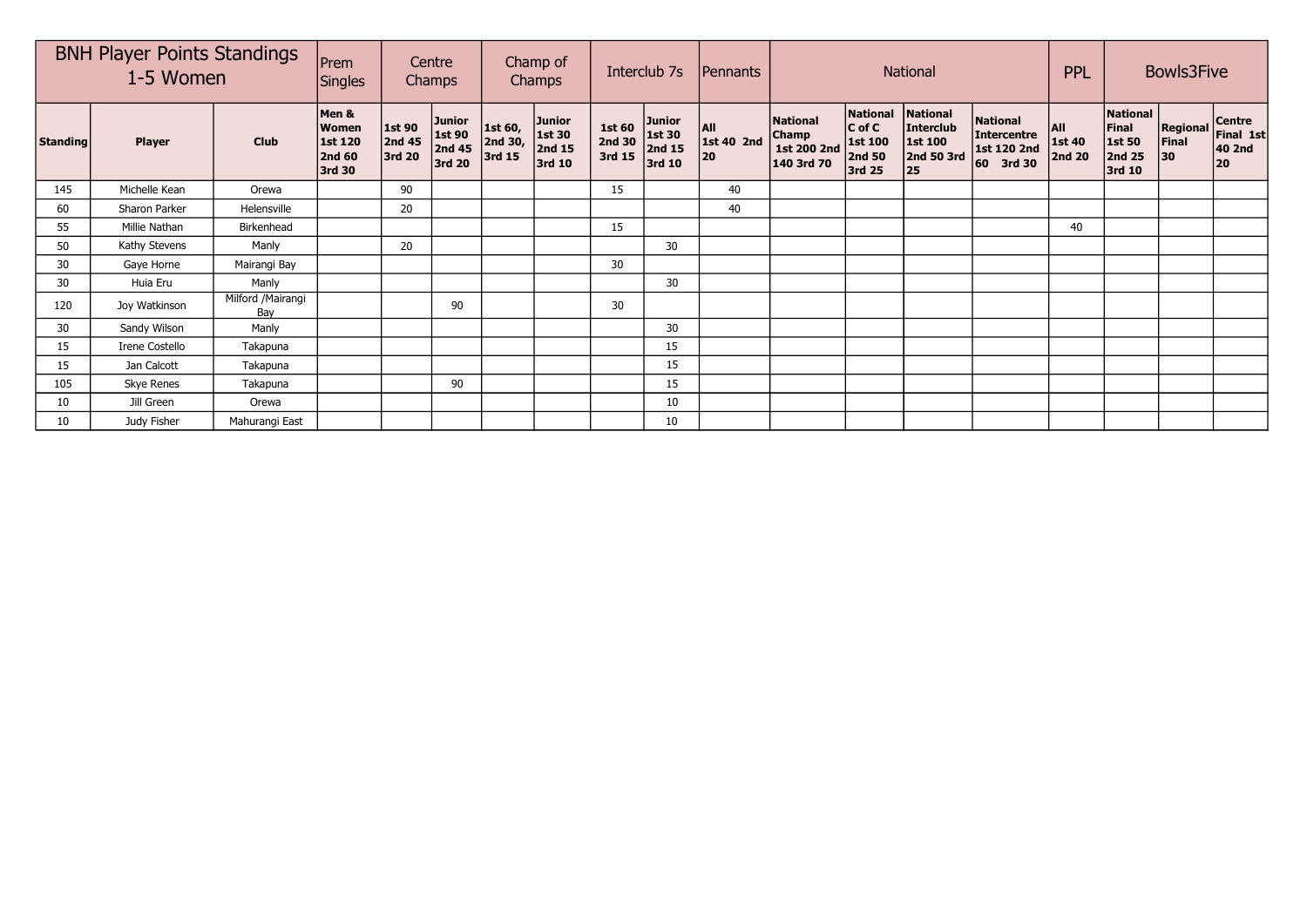| BNH Player Points Standings 1-5 Women | | | Prem Singles | Centre Champs | | Champ of Champs | | Interclub 7s | | Pennants | National | | | | PPL | Bowls3Five | | |
|---|---|---|---|---|---|---|---|---|---|---|---|---|---|---|---|---|---|---|
| **Standing** | **Player** | **Club** | **Men & Women 1st 120 2nd 60 3rd 30** | **1st 90 2nd 45 3rd 20** | **Junior 1st 90 2nd 45 3rd 20** | **1st 60, 2nd 30, 3rd 15** | **Junior 1st 30 2nd 15 3rd 10** | **1st 60 2nd 30 3rd 15** | **Junior 1st 30 2nd 15 3rd 10** | **All 1st 40 2nd 20** | **National Champ 1st 200 2nd 140 3rd 70** | **National C of C 1st 100 2nd 50 3rd 25** | **National Interclub 1st 100 2nd 50 3rd 25** | **National Intercentre 1st 120 2nd 60 3rd 30** | **All 1st 40 2nd 20** | **National Final 1st 50 2nd 25 3rd 10** | **Regional Final 30** | **Centre Final 1st 40 2nd 20** |
| 145 | Michelle Kean | Orewa | | 90 | | | | 15 | | 40 | | | | | | | | |
| 60 | Sharon Parker | Helensville | | 20 | | | | | | 40 | | | | | | | | |
| 55 | Millie Nathan | Birkenhead | | | | | | 15 | | | | | | | 40 | | | |
| 50 | Kathy Stevens | Manly | | 20 | | | | | 30 | | | | | | | | | |
| 30 | Gaye Horne | Mairangi Bay | | | | | | 30 | | | | | | | | | | |
| 30 | Huia Eru | Manly | | | | | | | 30 | | | | | | | | | |
| 120 | Joy Watkinson | Milford /Mairangi Bay | | | 90 | | | 30 | | | | | | | | | | |
| 30 | Sandy Wilson | Manly | | | | | | | 30 | | | | | | | | | |
| 15 | Irene Costello | Takapuna | | | | | | | 15 | | | | | | | | | |
| 15 | Jan Calcott | Takapuna | | | | | | | 15 | | | | | | | | | |
| 105 | Skye Renes | Takapuna | | | 90 | | | | 15 | | | | | | | | | |
| 10 | Jill Green | Orewa | | | | | | | 10 | | | | | | | | | |
| 10 | Judy Fisher | Mahurangi East | | | | | | | 10 | | | | | | | | | |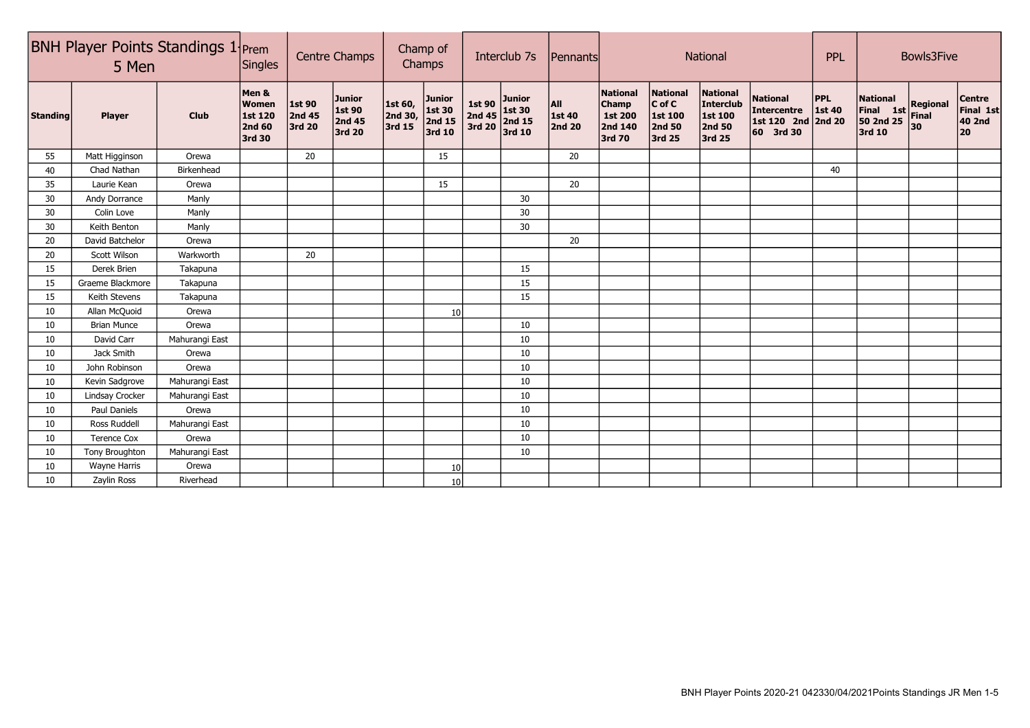| BNH Player Points Standings 1-5 Men | | | Prem Singles | Centre Champs | | Champ of Champs | | Interclub 7s | | Pennants | National | | | | PPL | Bowls3Five | | |
|---|---|---|---|---|---|---|---|---|---|---|---|---|---|---|---|---|---|---|
| **Standing** | **Player** | **Club** | **Men & Women 1st 120 2nd 60 3rd 30** | **1st 90 2nd 45 3rd 20** | **Junior 1st 90 2nd 45 3rd 20** | **1st 60, 2nd 30, 3rd 15** | **Junior 1st 30 2nd 15 3rd 10** | **1st 90 2nd 45 3rd 20** | **Junior 1st 30 2nd 15 3rd 10** | **All 1st 40 2nd 20** | **National Champ 1st 200 2nd 140 3rd 70** | **National C of C 1st 100 2nd 50 3rd 25** | **National Interclub 1st 100 2nd 50 3rd 25** | **National Intercentre 1st 120 2nd 60 3rd 30** | **PPL 1st 40 2nd 20** | **National Final 1st 50 2nd 25 3rd 10** | **Regional Final 30** | **Centre Final 1st 40 2nd 20** |
| 55 | Matt Higginson | Orewa | | 20 | | | 15 | | | 20 | | | | | | | | |
| 40 | Chad Nathan | Birkenhead | | | | | | | | | | | | | 40 | | | |
| 35 | Laurie Kean | Orewa | | | | | 15 | | | 20 | | | | | | | | |
| 30 | Andy Dorrance | Manly | | | | | | | 30 | | | | | | | | | |
| 30 | Colin Love | Manly | | | | | | | 30 | | | | | | | | | |
| 30 | Keith Benton | Manly | | | | | | | 30 | | | | | | | | | |
| 20 | David Batchelor | Orewa | | | | | | | | 20 | | | | | | | | |
| 20 | Scott Wilson | Warkworth | | 20 | | | | | | | | | | | | | | |
| 15 | Derek Brien | Takapuna | | | | | | | 15 | | | | | | | | | |
| 15 | Graeme Blackmore | Takapuna | | | | | | | 15 | | | | | | | | | |
| 15 | Keith Stevens | Takapuna | | | | | | | 15 | | | | | | | | | |
| 10 | Allan McQuoid | Orewa | | | | | 10 | | | | | | | | | | | |
| 10 | Brian Munce | Orewa | | | | | | | 10 | | | | | | | | | |
| 10 | David Carr | Mahurangi East | | | | | | | 10 | | | | | | | | | |
| 10 | Jack Smith | Orewa | | | | | | | 10 | | | | | | | | | |
| 10 | John Robinson | Orewa | | | | | | | 10 | | | | | | | | | |
| 10 | Kevin Sadgrove | Mahurangi East | | | | | | | 10 | | | | | | | | | |
| 10 | Lindsay Crocker | Mahurangi East | | | | | | | 10 | | | | | | | | | |
| 10 | Paul Daniels | Orewa | | | | | | | 10 | | | | | | | | | |
| 10 | Ross Ruddell | Mahurangi East | | | | | | | 10 | | | | | | | | | |
| 10 | Terence Cox | Orewa | | | | | | | 10 | | | | | | | | | |
| 10 | Tony Broughton | Mahurangi East | | | | | | | 10 | | | | | | | | | |
| 10 | Wayne Harris | Orewa | | | | | 10 | | | | | | | | | | | |
| 10 | Zaylin Ross | Riverhead | | | | | 10 | | | | | | | | | | | |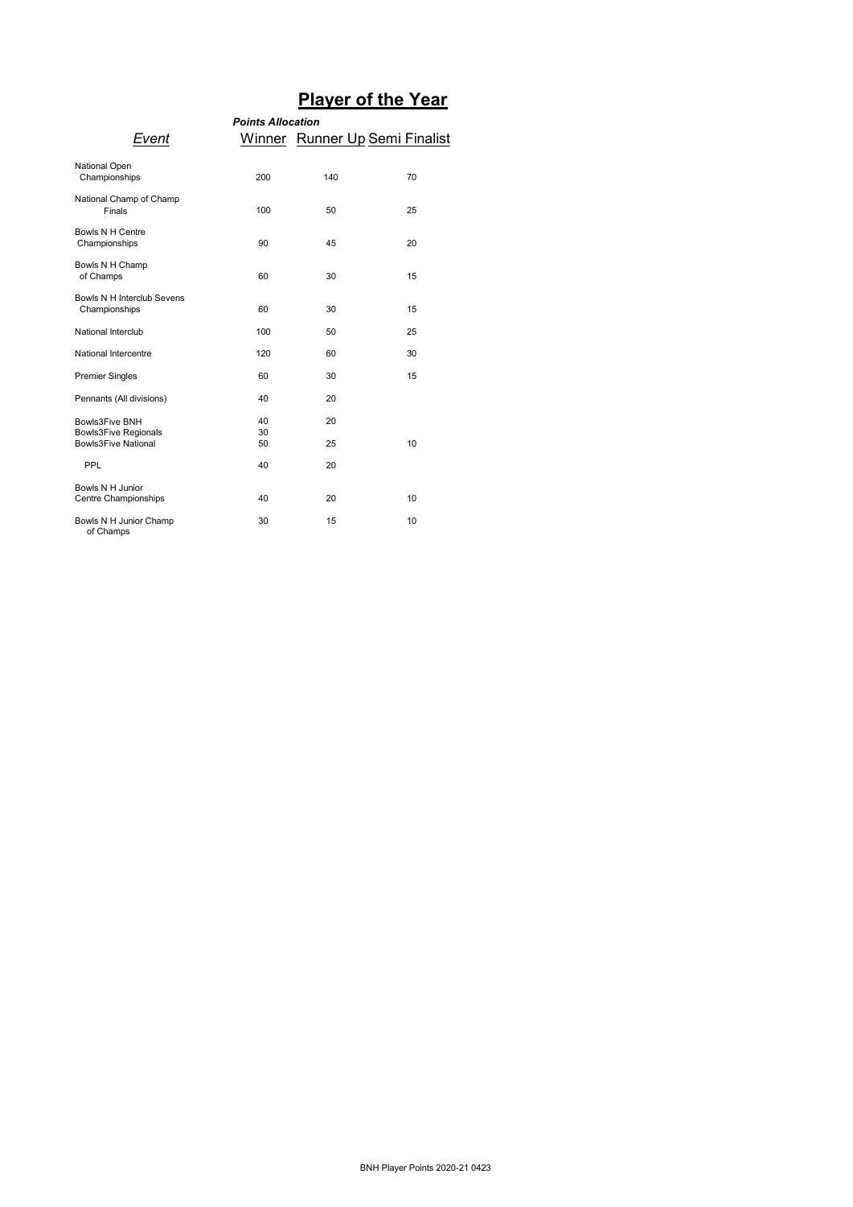# Player of the Year

| *Event* | *Points Allocation* Winner | Runner Up | Semi Finalist |
|---|---|---|---|
| National Open Championships | 200 | 140 | 70 |
| National Champ of Champ Finals | 100 | 50 | 25 |
| Bowls N H Centre Championships | 90 | 45 | 20 |
| Bowls N H Champ of Champs | 60 | 30 | 15 |
| Bowls N H Interclub Sevens Championships | 60 | 30 | 15 |
| National Interclub | 100 | 50 | 25 |
| National Intercentre | 120 | 60 | 30 |
| Premier Singles | 60 | 30 | 15 |
| Pennants (All divisions) | 40 | 20 | |
| Bowls3Five BNH | 40 | 20 | |
| Bowls3Five Regionals | 30 | | |
| Bowls3Five National | 50 | 25 | 10 |
| PPL | 40 | 20 | |
| Bowls N H Junior Centre Championships | 40 | 20 | 10 |
| Bowls N H Junior Champ of Champs | 30 | 15 | 10 |

BNH Player Points 2020-21 0423